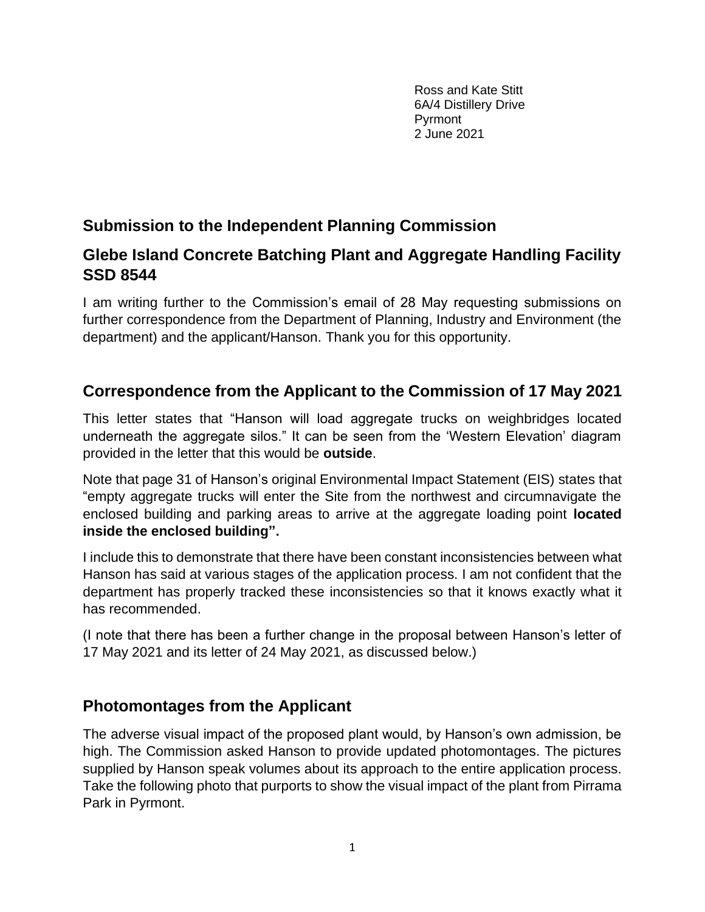Ross and Kate Stitt
6A/4 Distillery Drive
Pyrmont
2 June 2021

## Submission to the Independent Planning Commission

## Glebe Island Concrete Batching Plant and Aggregate Handling Facility SSD 8544

I am writing further to the Commission's email of 28 May requesting submissions on further correspondence from the Department of Planning, Industry and Environment (the department) and the applicant/Hanson. Thank you for this opportunity.

## Correspondence from the Applicant to the Commission of 17 May 2021

This letter states that "Hanson will load aggregate trucks on weighbridges located underneath the aggregate silos." It can be seen from the 'Western Elevation' diagram provided in the letter that this would be **outside**.

Note that page 31 of Hanson's original Environmental Impact Statement (EIS) states that "empty aggregate trucks will enter the Site from the northwest and circumnavigate the enclosed building and parking areas to arrive at the aggregate loading point **located inside the enclosed building".**

I include this to demonstrate that there have been constant inconsistencies between what Hanson has said at various stages of the application process. I am not confident that the department has properly tracked these inconsistencies so that it knows exactly what it has recommended.

(I note that there has been a further change in the proposal between Hanson's letter of 17 May 2021 and its letter of 24 May 2021, as discussed below.)

## Photomontages from the Applicant

The adverse visual impact of the proposed plant would, by Hanson's own admission, be high. The Commission asked Hanson to provide updated photomontages. The pictures supplied by Hanson speak volumes about its approach to the entire application process. Take the following photo that purports to show the visual impact of the plant from Pirrama Park in Pyrmont.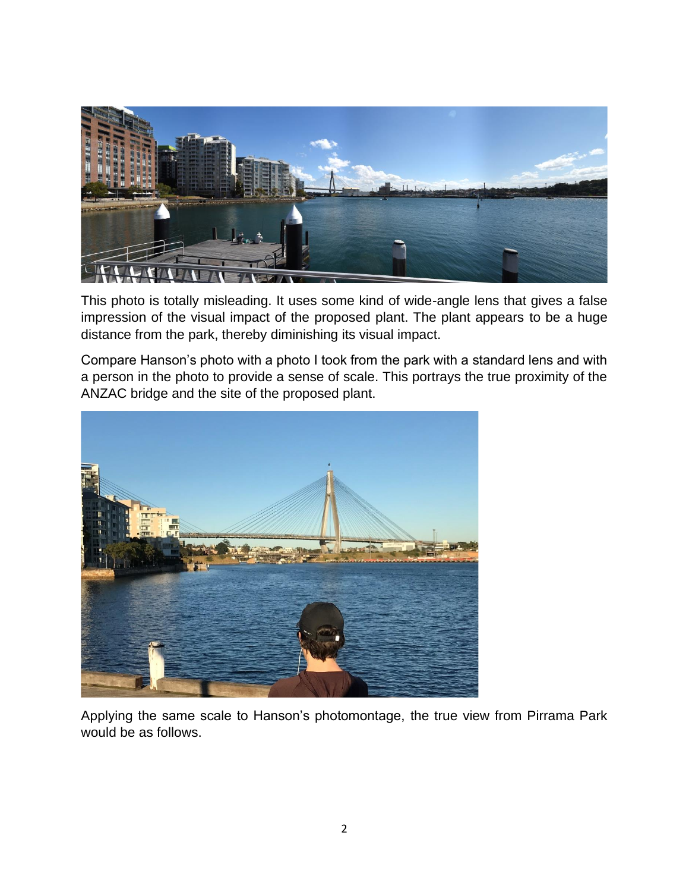This photo is totally misleading. It uses some kind of wide-angle lens that gives a false impression of the visual impact of the proposed plant. The plant appears to be a huge distance from the park, thereby diminishing its visual impact.

Compare Hanson's photo with a photo I took from the park with a standard lens and with a person in the photo to provide a sense of scale. This portrays the true proximity of the ANZAC bridge and the site of the proposed plant.

Applying the same scale to Hanson's photomontage, the true view from Pirrama Park would be as follows.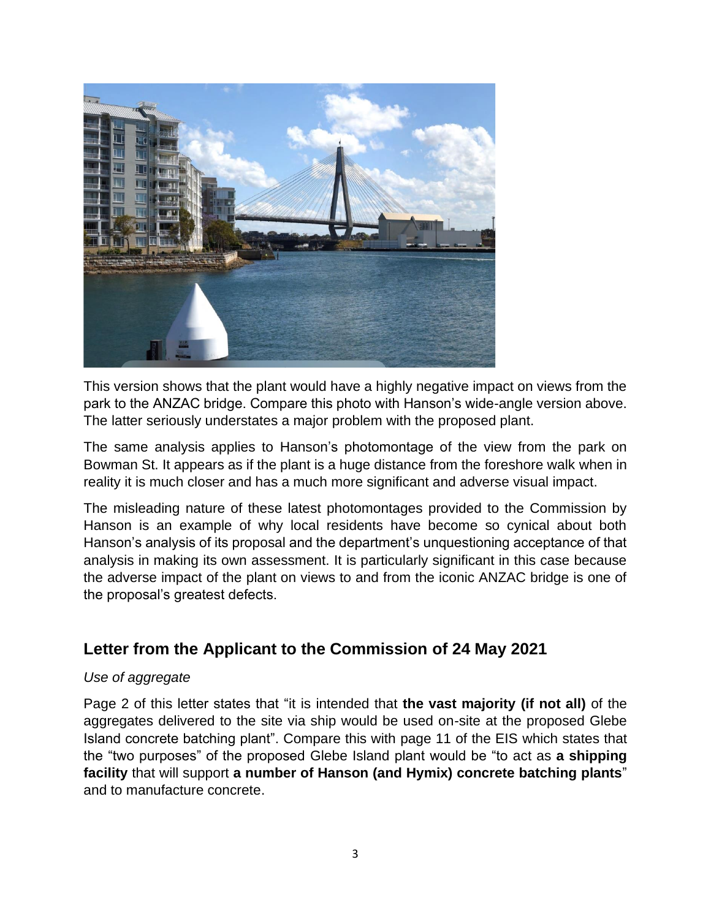This version shows that the plant would have a highly negative impact on views from the park to the ANZAC bridge. Compare this photo with Hanson's wide-angle version above. The latter seriously understates a major problem with the proposed plant.

The same analysis applies to Hanson's photomontage of the view from the park on Bowman St. It appears as if the plant is a huge distance from the foreshore walk when in reality it is much closer and has a much more significant and adverse visual impact.

The misleading nature of these latest photomontages provided to the Commission by Hanson is an example of why local residents have become so cynical about both Hanson's analysis of its proposal and the department's unquestioning acceptance of that analysis in making its own assessment. It is particularly significant in this case because the adverse impact of the plant on views to and from the iconic ANZAC bridge is one of the proposal's greatest defects.

## Letter from the Applicant to the Commission of 24 May 2021

*Use of aggregate*

Page 2 of this letter states that "it is intended that **the vast majority (if not all)** of the aggregates delivered to the site via ship would be used on-site at the proposed Glebe Island concrete batching plant". Compare this with page 11 of the EIS which states that the "two purposes" of the proposed Glebe Island plant would be "to act as **a shipping facility** that will support **a number of Hanson (and Hymix) concrete batching plants**" and to manufacture concrete.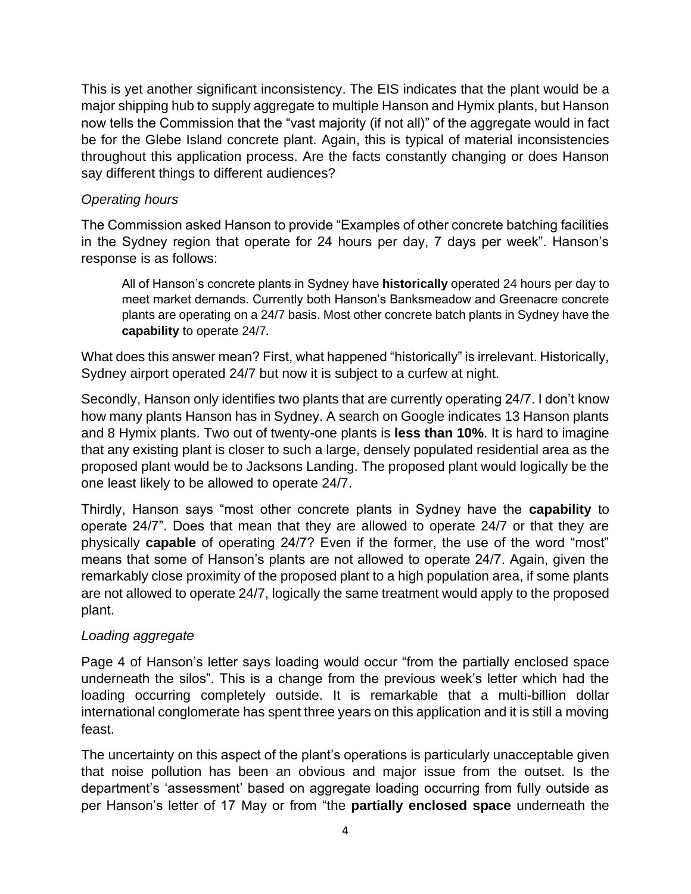This is yet another significant inconsistency. The EIS indicates that the plant would be a major shipping hub to supply aggregate to multiple Hanson and Hymix plants, but Hanson now tells the Commission that the "vast majority (if not all)" of the aggregate would in fact be for the Glebe Island concrete plant. Again, this is typical of material inconsistencies throughout this application process. Are the facts constantly changing or does Hanson say different things to different audiences?

*Operating hours*

The Commission asked Hanson to provide "Examples of other concrete batching facilities in the Sydney region that operate for 24 hours per day, 7 days per week". Hanson's response is as follows:

> All of Hanson's concrete plants in Sydney have **historically** operated 24 hours per day to meet market demands. Currently both Hanson's Banksmeadow and Greenacre concrete plants are operating on a 24/7 basis. Most other concrete batch plants in Sydney have the **capability** to operate 24/7.

What does this answer mean? First, what happened "historically" is irrelevant. Historically, Sydney airport operated 24/7 but now it is subject to a curfew at night.

Secondly, Hanson only identifies two plants that are currently operating 24/7. I don't know how many plants Hanson has in Sydney. A search on Google indicates 13 Hanson plants and 8 Hymix plants. Two out of twenty-one plants is **less than 10%**. It is hard to imagine that any existing plant is closer to such a large, densely populated residential area as the proposed plant would be to Jacksons Landing. The proposed plant would logically be the one least likely to be allowed to operate 24/7.

Thirdly, Hanson says "most other concrete plants in Sydney have the **capability** to operate 24/7". Does that mean that they are allowed to operate 24/7 or that they are physically **capable** of operating 24/7? Even if the former, the use of the word "most" means that some of Hanson's plants are not allowed to operate 24/7. Again, given the remarkably close proximity of the proposed plant to a high population area, if some plants are not allowed to operate 24/7, logically the same treatment would apply to the proposed plant.

*Loading aggregate*

Page 4 of Hanson's letter says loading would occur "from the partially enclosed space underneath the silos". This is a change from the previous week's letter which had the loading occurring completely outside. It is remarkable that a multi-billion dollar international conglomerate has spent three years on this application and it is still a moving feast.

The uncertainty on this aspect of the plant's operations is particularly unacceptable given that noise pollution has been an obvious and major issue from the outset. Is the department's 'assessment' based on aggregate loading occurring from fully outside as per Hanson's letter of 17 May or from "the **partially enclosed space** underneath the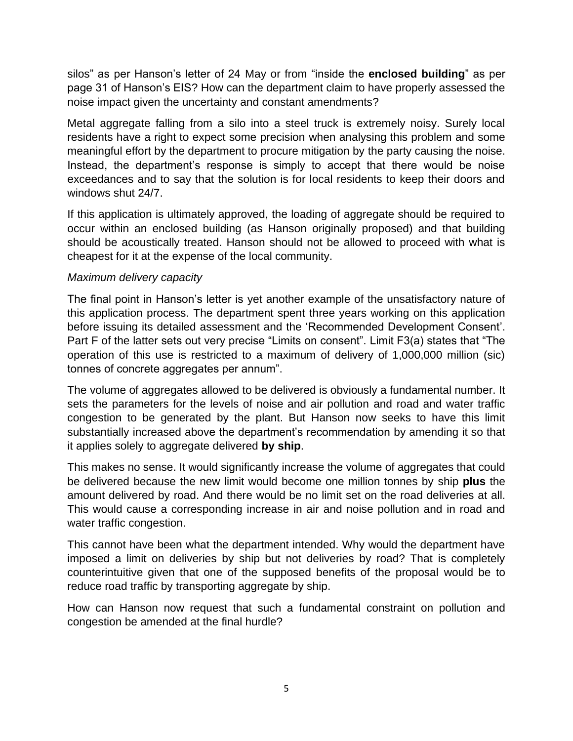silos" as per Hanson's letter of 24 May or from "inside the **enclosed building**" as per page 31 of Hanson's EIS? How can the department claim to have properly assessed the noise impact given the uncertainty and constant amendments?

Metal aggregate falling from a silo into a steel truck is extremely noisy. Surely local residents have a right to expect some precision when analysing this problem and some meaningful effort by the department to procure mitigation by the party causing the noise. Instead, the department's response is simply to accept that there would be noise exceedances and to say that the solution is for local residents to keep their doors and windows shut 24/7.

If this application is ultimately approved, the loading of aggregate should be required to occur within an enclosed building (as Hanson originally proposed) and that building should be acoustically treated. Hanson should not be allowed to proceed with what is cheapest for it at the expense of the local community.

*Maximum delivery capacity*

The final point in Hanson's letter is yet another example of the unsatisfactory nature of this application process. The department spent three years working on this application before issuing its detailed assessment and the 'Recommended Development Consent'. Part F of the latter sets out very precise "Limits on consent". Limit F3(a) states that "The operation of this use is restricted to a maximum of delivery of 1,000,000 million (sic) tonnes of concrete aggregates per annum".

The volume of aggregates allowed to be delivered is obviously a fundamental number. It sets the parameters for the levels of noise and air pollution and road and water traffic congestion to be generated by the plant. But Hanson now seeks to have this limit substantially increased above the department's recommendation by amending it so that it applies solely to aggregate delivered **by ship**.

This makes no sense. It would significantly increase the volume of aggregates that could be delivered because the new limit would become one million tonnes by ship **plus** the amount delivered by road. And there would be no limit set on the road deliveries at all. This would cause a corresponding increase in air and noise pollution and in road and water traffic congestion.

This cannot have been what the department intended. Why would the department have imposed a limit on deliveries by ship but not deliveries by road? That is completely counterintuitive given that one of the supposed benefits of the proposal would be to reduce road traffic by transporting aggregate by ship.

How can Hanson now request that such a fundamental constraint on pollution and congestion be amended at the final hurdle?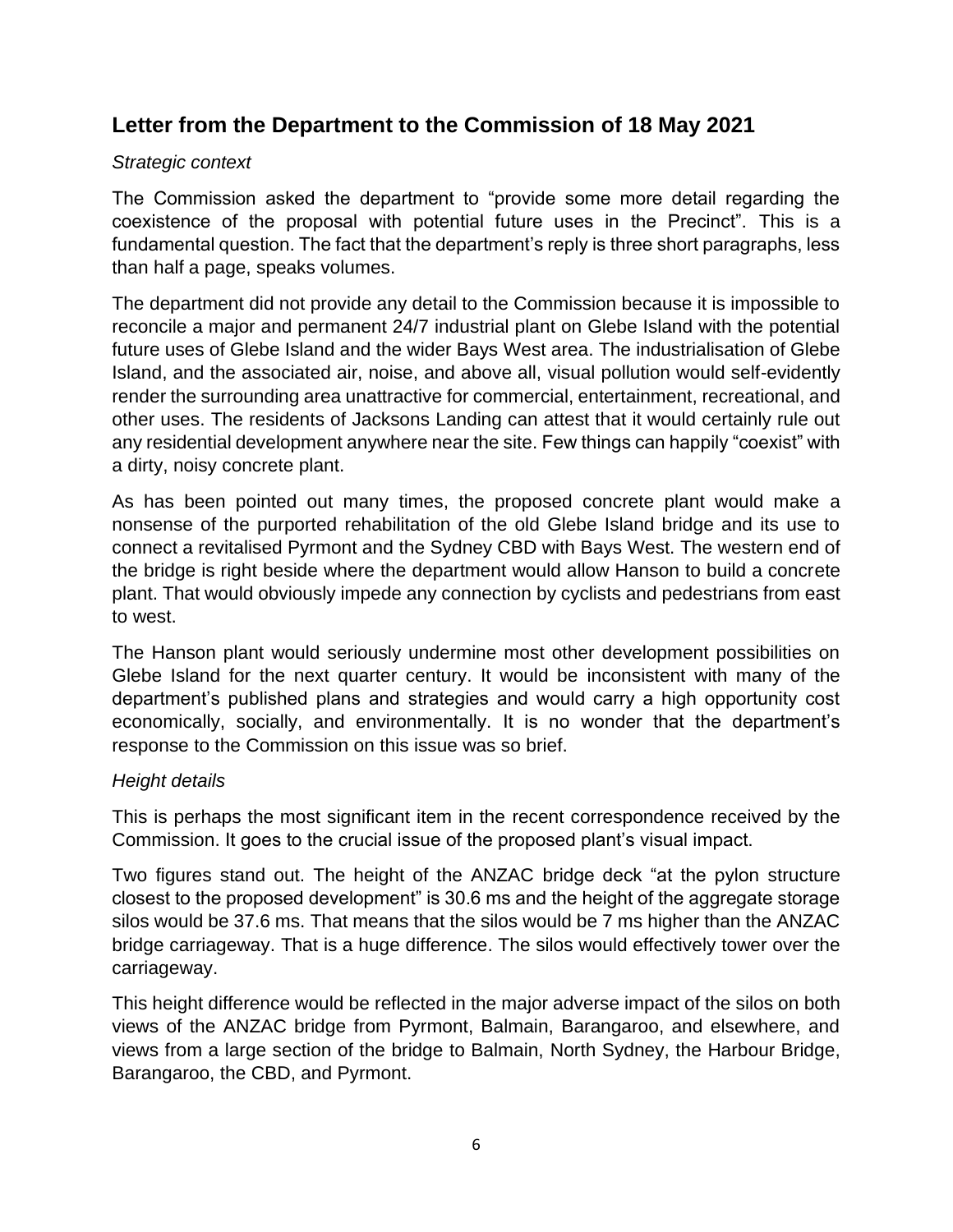## Letter from the Department to the Commission of 18 May 2021

*Strategic context*

The Commission asked the department to "provide some more detail regarding the coexistence of the proposal with potential future uses in the Precinct". This is a fundamental question. The fact that the department's reply is three short paragraphs, less than half a page, speaks volumes.

The department did not provide any detail to the Commission because it is impossible to reconcile a major and permanent 24/7 industrial plant on Glebe Island with the potential future uses of Glebe Island and the wider Bays West area. The industrialisation of Glebe Island, and the associated air, noise, and above all, visual pollution would self-evidently render the surrounding area unattractive for commercial, entertainment, recreational, and other uses. The residents of Jacksons Landing can attest that it would certainly rule out any residential development anywhere near the site. Few things can happily "coexist" with a dirty, noisy concrete plant.

As has been pointed out many times, the proposed concrete plant would make a nonsense of the purported rehabilitation of the old Glebe Island bridge and its use to connect a revitalised Pyrmont and the Sydney CBD with Bays West. The western end of the bridge is right beside where the department would allow Hanson to build a concrete plant. That would obviously impede any connection by cyclists and pedestrians from east to west.

The Hanson plant would seriously undermine most other development possibilities on Glebe Island for the next quarter century. It would be inconsistent with many of the department's published plans and strategies and would carry a high opportunity cost economically, socially, and environmentally. It is no wonder that the department's response to the Commission on this issue was so brief.

*Height details*

This is perhaps the most significant item in the recent correspondence received by the Commission. It goes to the crucial issue of the proposed plant's visual impact.

Two figures stand out. The height of the ANZAC bridge deck "at the pylon structure closest to the proposed development" is 30.6 ms and the height of the aggregate storage silos would be 37.6 ms. That means that the silos would be 7 ms higher than the ANZAC bridge carriageway. That is a huge difference. The silos would effectively tower over the carriageway.

This height difference would be reflected in the major adverse impact of the silos on both views of the ANZAC bridge from Pyrmont, Balmain, Barangaroo, and elsewhere, and views from a large section of the bridge to Balmain, North Sydney, the Harbour Bridge, Barangaroo, the CBD, and Pyrmont.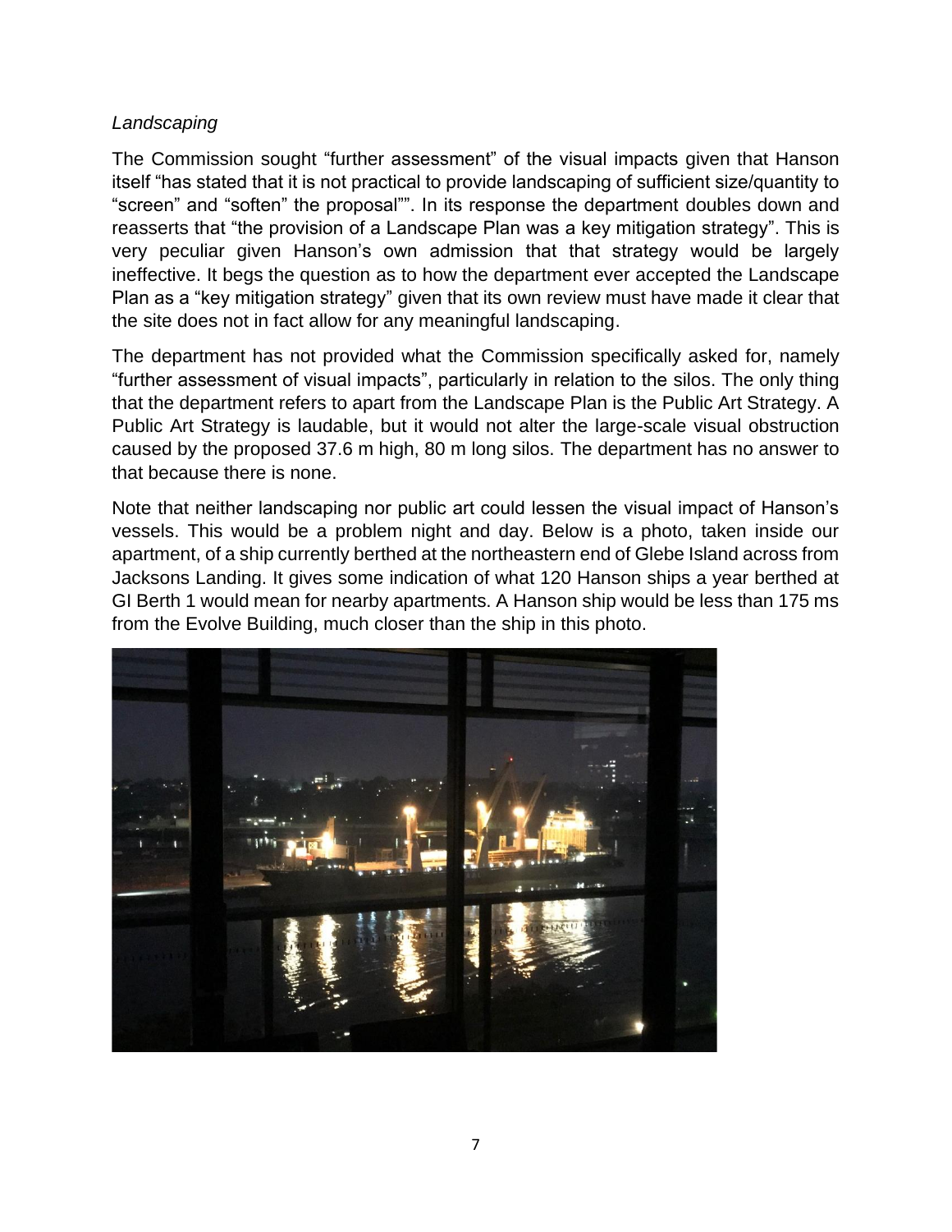*Landscaping*

The Commission sought "further assessment" of the visual impacts given that Hanson itself "has stated that it is not practical to provide landscaping of sufficient size/quantity to "screen" and "soften" the proposal"". In its response the department doubles down and reasserts that "the provision of a Landscape Plan was a key mitigation strategy". This is very peculiar given Hanson's own admission that that strategy would be largely ineffective. It begs the question as to how the department ever accepted the Landscape Plan as a "key mitigation strategy" given that its own review must have made it clear that the site does not in fact allow for any meaningful landscaping.

The department has not provided what the Commission specifically asked for, namely "further assessment of visual impacts", particularly in relation to the silos. The only thing that the department refers to apart from the Landscape Plan is the Public Art Strategy. A Public Art Strategy is laudable, but it would not alter the large-scale visual obstruction caused by the proposed 37.6 m high, 80 m long silos. The department has no answer to that because there is none.

Note that neither landscaping nor public art could lessen the visual impact of Hanson's vessels. This would be a problem night and day. Below is a photo, taken inside our apartment, of a ship currently berthed at the northeastern end of Glebe Island across from Jacksons Landing. It gives some indication of what 120 Hanson ships a year berthed at GI Berth 1 would mean for nearby apartments. A Hanson ship would be less than 175 ms from the Evolve Building, much closer than the ship in this photo.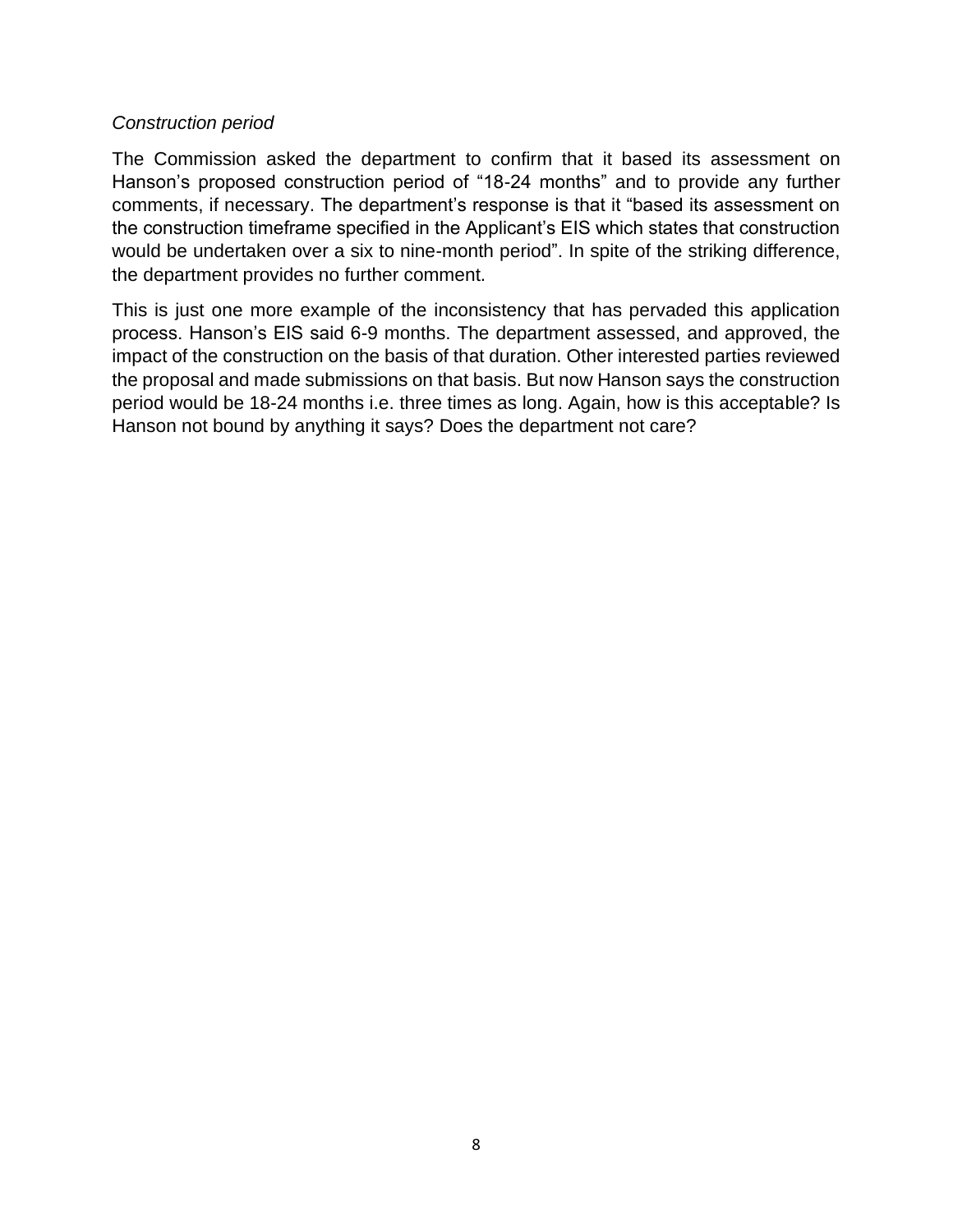*Construction period*

The Commission asked the department to confirm that it based its assessment on Hanson's proposed construction period of "18-24 months" and to provide any further comments, if necessary. The department's response is that it "based its assessment on the construction timeframe specified in the Applicant's EIS which states that construction would be undertaken over a six to nine-month period". In spite of the striking difference, the department provides no further comment.

This is just one more example of the inconsistency that has pervaded this application process. Hanson's EIS said 6-9 months. The department assessed, and approved, the impact of the construction on the basis of that duration. Other interested parties reviewed the proposal and made submissions on that basis. But now Hanson says the construction period would be 18-24 months i.e. three times as long. Again, how is this acceptable? Is Hanson not bound by anything it says? Does the department not care?